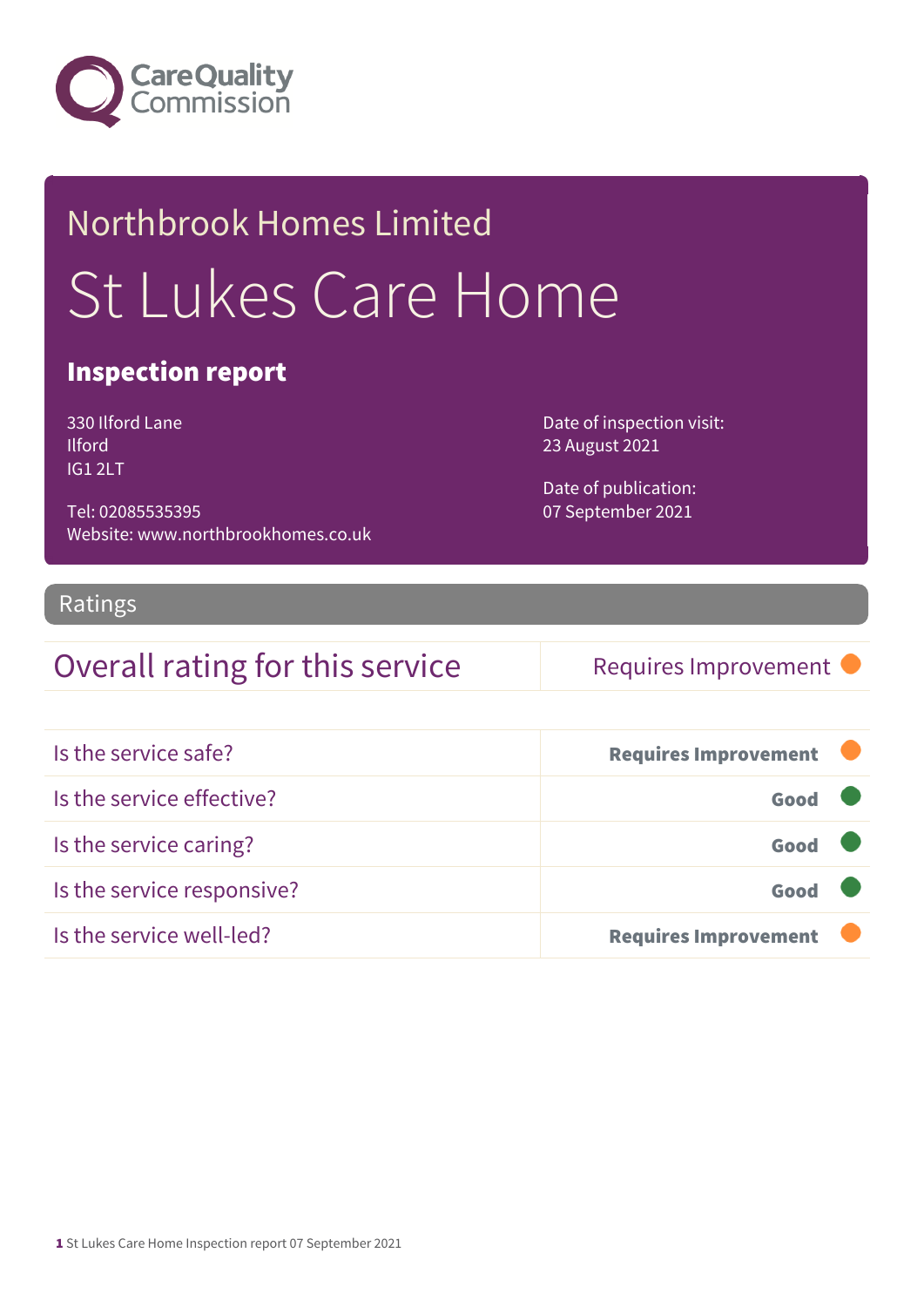Care Quality Commission

Northbrook Homes Limited

# St Lukes Care Home

## Inspection report

330 Ilford Lane
Ilford
IG1 2LT

Tel: 02085535395
Website: www.northbrookhomes.co.uk

Date of inspection visit:
23 August 2021

Date of publication:
07 September 2021

## Ratings

| Overall rating for this service | Requires Improvement |
|---|---|

| | |
|---|---|
| Is the service safe? | **Requires Improvement** |
| Is the service effective? | **Good** |
| Is the service caring? | **Good** |
| Is the service responsive? | **Good** |
| Is the service well-led? | **Requires Improvement** |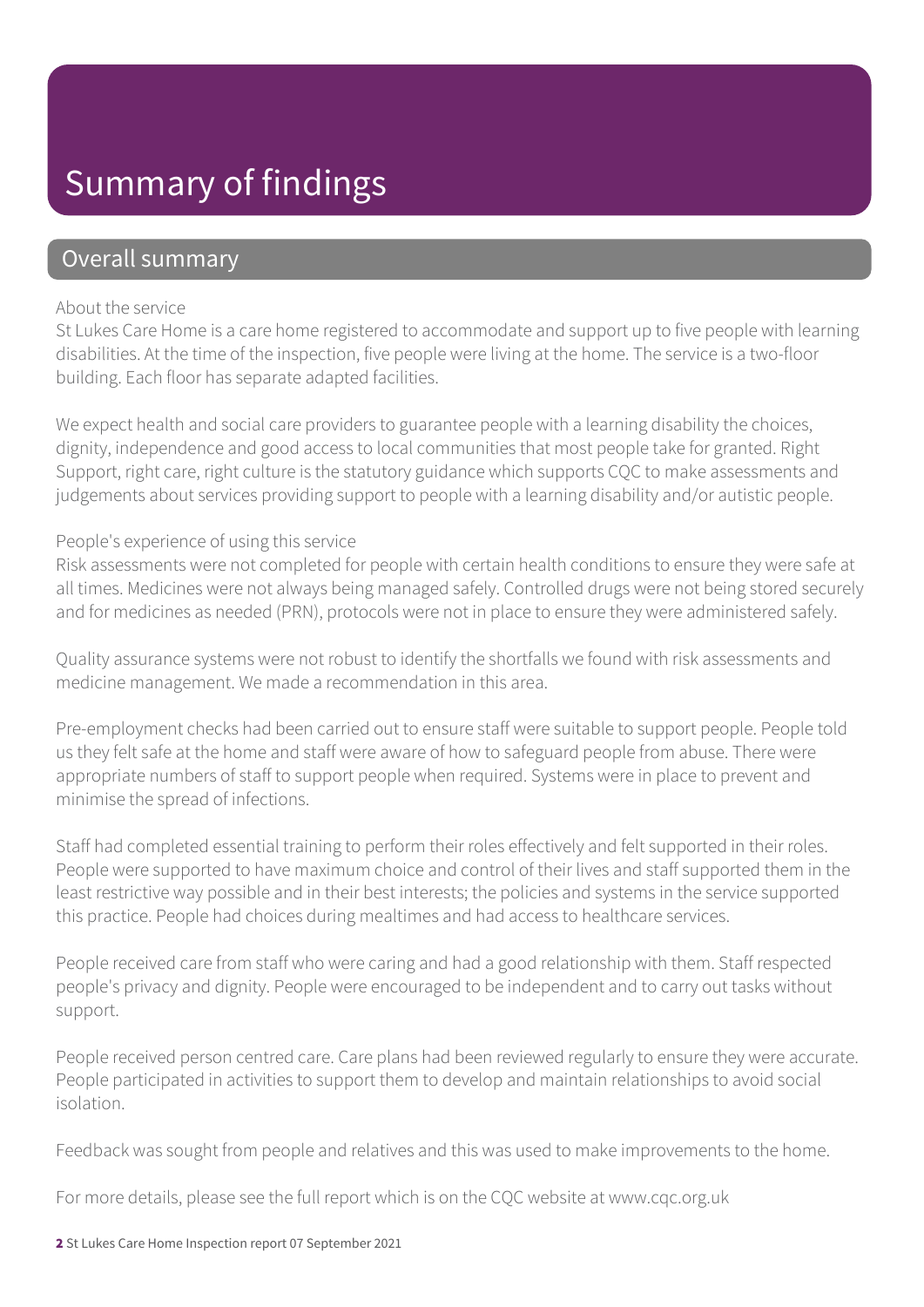# Summary of findings

## Overall summary

About the service

St Lukes Care Home is a care home registered to accommodate and support up to five people with learning disabilities. At the time of the inspection, five people were living at the home. The service is a two-floor building. Each floor has separate adapted facilities.

We expect health and social care providers to guarantee people with a learning disability the choices, dignity, independence and good access to local communities that most people take for granted. Right Support, right care, right culture is the statutory guidance which supports CQC to make assessments and judgements about services providing support to people with a learning disability and/or autistic people.

People's experience of using this service

Risk assessments were not completed for people with certain health conditions to ensure they were safe at all times. Medicines were not always being managed safely. Controlled drugs were not being stored securely and for medicines as needed (PRN), protocols were not in place to ensure they were administered safely.

Quality assurance systems were not robust to identify the shortfalls we found with risk assessments and medicine management. We made a recommendation in this area.

Pre-employment checks had been carried out to ensure staff were suitable to support people. People told us they felt safe at the home and staff were aware of how to safeguard people from abuse. There were appropriate numbers of staff to support people when required. Systems were in place to prevent and minimise the spread of infections.

Staff had completed essential training to perform their roles effectively and felt supported in their roles. People were supported to have maximum choice and control of their lives and staff supported them in the least restrictive way possible and in their best interests; the policies and systems in the service supported this practice. People had choices during mealtimes and had access to healthcare services.

People received care from staff who were caring and had a good relationship with them. Staff respected people's privacy and dignity. People were encouraged to be independent and to carry out tasks without support.

People received person centred care. Care plans had been reviewed regularly to ensure they were accurate. People participated in activities to support them to develop and maintain relationships to avoid social isolation.

Feedback was sought from people and relatives and this was used to make improvements to the home.

For more details, please see the full report which is on the CQC website at www.cqc.org.uk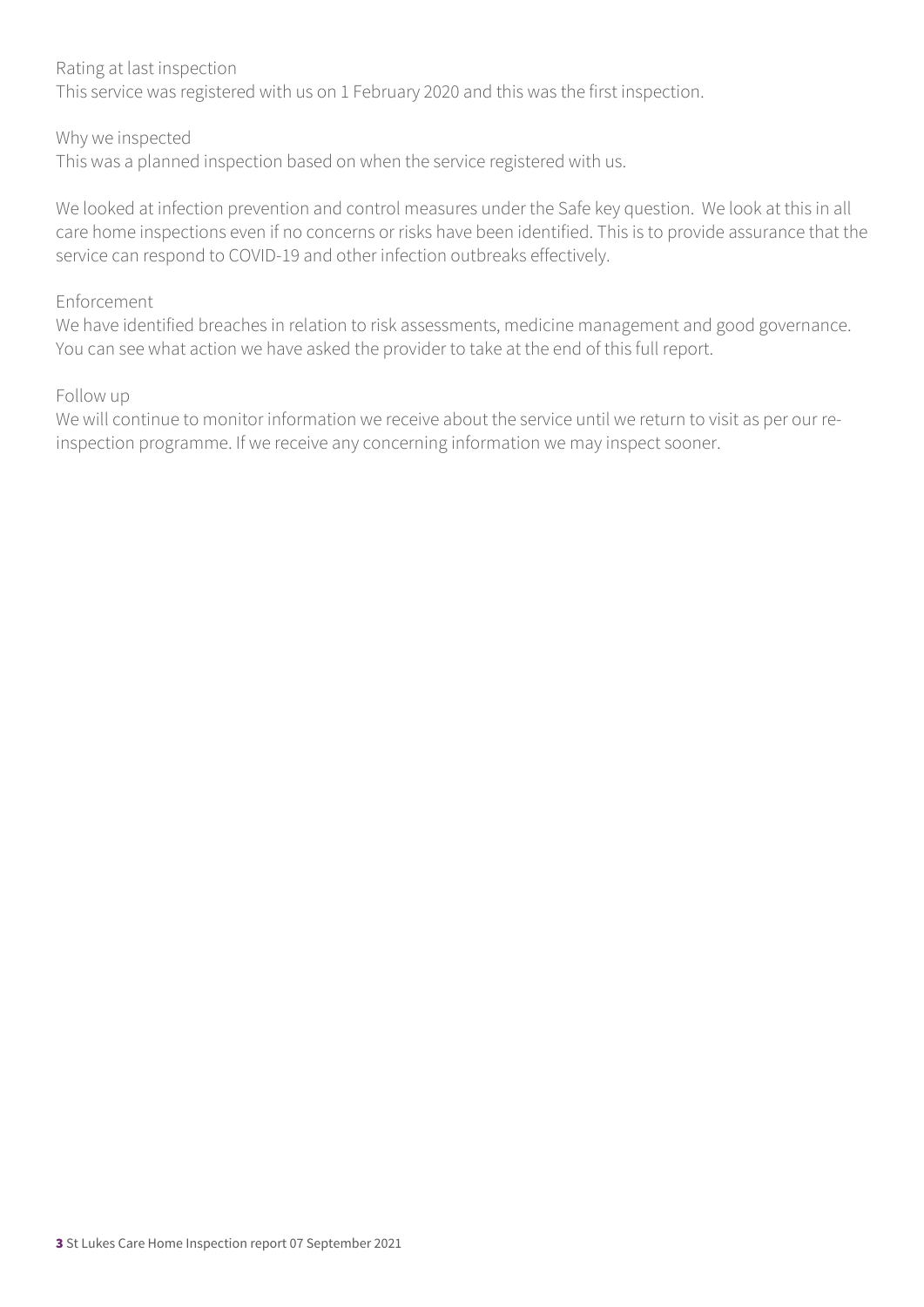Rating at last inspection

This service was registered with us on 1 February 2020 and this was the first inspection.

Why we inspected

This was a planned inspection based on when the service registered with us.

We looked at infection prevention and control measures under the Safe key question. We look at this in all care home inspections even if no concerns or risks have been identified. This is to provide assurance that the service can respond to COVID-19 and other infection outbreaks effectively.

Enforcement

We have identified breaches in relation to risk assessments, medicine management and good governance. You can see what action we have asked the provider to take at the end of this full report.

Follow up

We will continue to monitor information we receive about the service until we return to visit as per our re-inspection programme. If we receive any concerning information we may inspect sooner.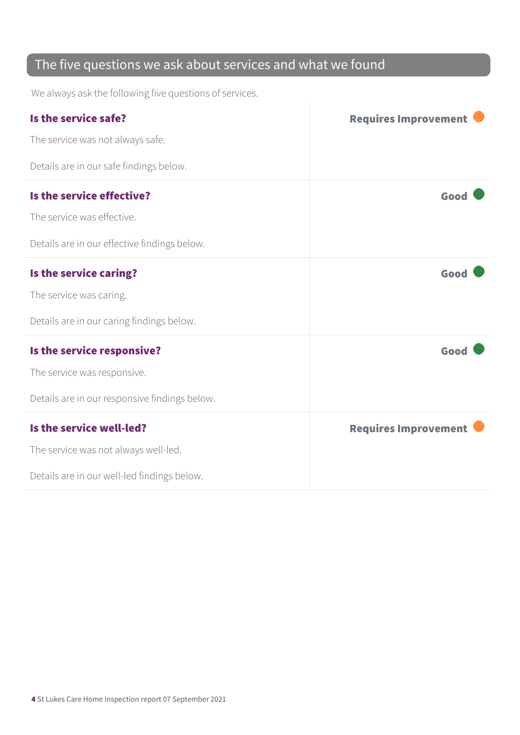## The five questions we ask about services and what we found

We always ask the following five questions of services.

| | |
|---|---|
| **Is the service safe?**<br>The service was not always safe.<br>Details are in our safe findings below. | **Requires Improvement** |
| **Is the service effective?**<br>The service was effective.<br>Details are in our effective findings below. | **Good** |
| **Is the service caring?**<br>The service was caring.<br>Details are in our caring findings below. | **Good** |
| **Is the service responsive?**<br>The service was responsive.<br>Details are in our responsive findings below. | **Good** |
| **Is the service well-led?**<br>The service was not always well-led.<br>Details are in our well-led findings below. | **Requires Improvement** |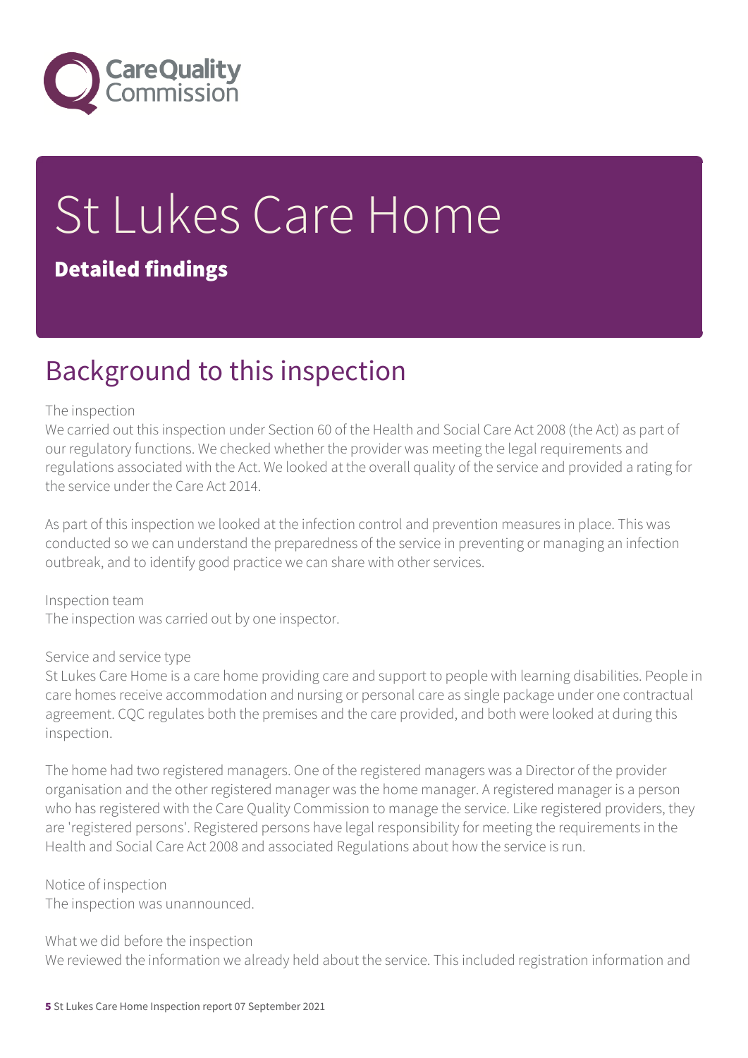# St Lukes Care Home

## Detailed findings

# Background to this inspection

The inspection

We carried out this inspection under Section 60 of the Health and Social Care Act 2008 (the Act) as part of our regulatory functions. We checked whether the provider was meeting the legal requirements and regulations associated with the Act. We looked at the overall quality of the service and provided a rating for the service under the Care Act 2014.

As part of this inspection we looked at the infection control and prevention measures in place. This was conducted so we can understand the preparedness of the service in preventing or managing an infection outbreak, and to identify good practice we can share with other services.

Inspection team

The inspection was carried out by one inspector.

Service and service type

St Lukes Care Home is a care home providing care and support to people with learning disabilities. People in care homes receive accommodation and nursing or personal care as single package under one contractual agreement. CQC regulates both the premises and the care provided, and both were looked at during this inspection.

The home had two registered managers. One of the registered managers was a Director of the provider organisation and the other registered manager was the home manager. A registered manager is a person who has registered with the Care Quality Commission to manage the service. Like registered providers, they are 'registered persons'. Registered persons have legal responsibility for meeting the requirements in the Health and Social Care Act 2008 and associated Regulations about how the service is run.

Notice of inspection

The inspection was unannounced.

What we did before the inspection

We reviewed the information we already held about the service. This included registration information and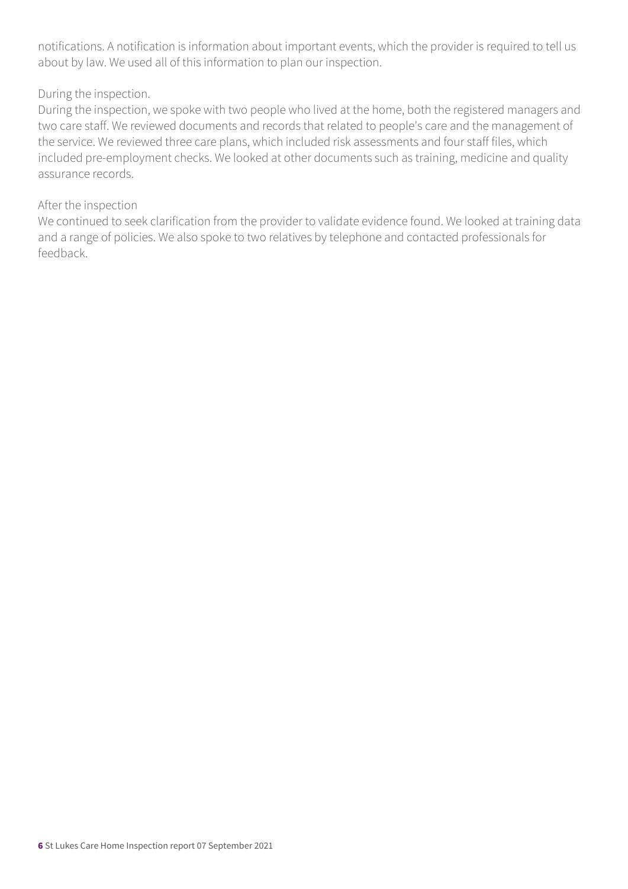notifications. A notification is information about important events, which the provider is required to tell us about by law. We used all of this information to plan our inspection.

During the inspection.

During the inspection, we spoke with two people who lived at the home, both the registered managers and two care staff. We reviewed documents and records that related to people's care and the management of the service. We reviewed three care plans, which included risk assessments and four staff files, which included pre-employment checks. We looked at other documents such as training, medicine and quality assurance records.

After the inspection

We continued to seek clarification from the provider to validate evidence found. We looked at training data and a range of policies. We also spoke to two relatives by telephone and contacted professionals for feedback.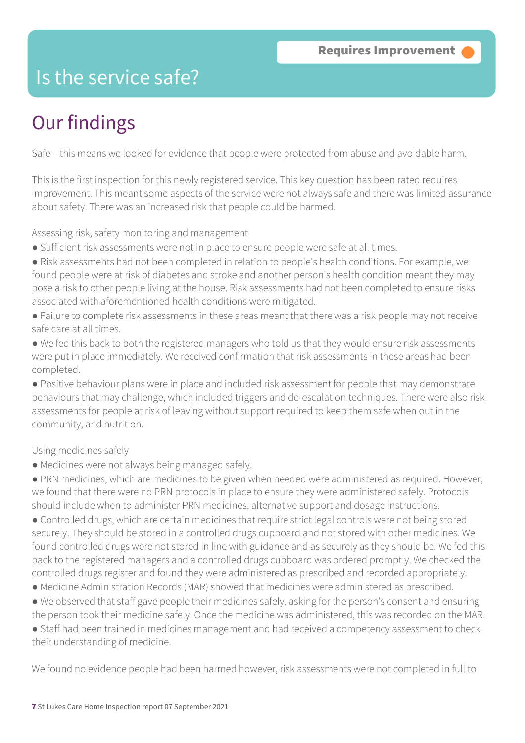Requires Improvement

# Is the service safe?

## Our findings

Safe – this means we looked for evidence that people were protected from abuse and avoidable harm.

This is the first inspection for this newly registered service. This key question has been rated requires improvement. This meant some aspects of the service were not always safe and there was limited assurance about safety. There was an increased risk that people could be harmed.

Assessing risk, safety monitoring and management

- Sufficient risk assessments were not in place to ensure people were safe at all times.
- Risk assessments had not been completed in relation to people's health conditions. For example, we found people were at risk of diabetes and stroke and another person's health condition meant they may pose a risk to other people living at the house. Risk assessments had not been completed to ensure risks associated with aforementioned health conditions were mitigated.
- Failure to complete risk assessments in these areas meant that there was a risk people may not receive safe care at all times.
- We fed this back to both the registered managers who told us that they would ensure risk assessments were put in place immediately. We received confirmation that risk assessments in these areas had been completed.
- Positive behaviour plans were in place and included risk assessment for people that may demonstrate behaviours that may challenge, which included triggers and de-escalation techniques. There were also risk assessments for people at risk of leaving without support required to keep them safe when out in the community, and nutrition.

Using medicines safely

- Medicines were not always being managed safely.
- PRN medicines, which are medicines to be given when needed were administered as required. However, we found that there were no PRN protocols in place to ensure they were administered safely. Protocols should include when to administer PRN medicines, alternative support and dosage instructions.
- Controlled drugs, which are certain medicines that require strict legal controls were not being stored securely. They should be stored in a controlled drugs cupboard and not stored with other medicines. We found controlled drugs were not stored in line with guidance and as securely as they should be. We fed this back to the registered managers and a controlled drugs cupboard was ordered promptly. We checked the controlled drugs register and found they were administered as prescribed and recorded appropriately.
- Medicine Administration Records (MAR) showed that medicines were administered as prescribed.
- We observed that staff gave people their medicines safely, asking for the person's consent and ensuring the person took their medicine safely. Once the medicine was administered, this was recorded on the MAR.
- Staff had been trained in medicines management and had received a competency assessment to check their understanding of medicine.

We found no evidence people had been harmed however, risk assessments were not completed in full to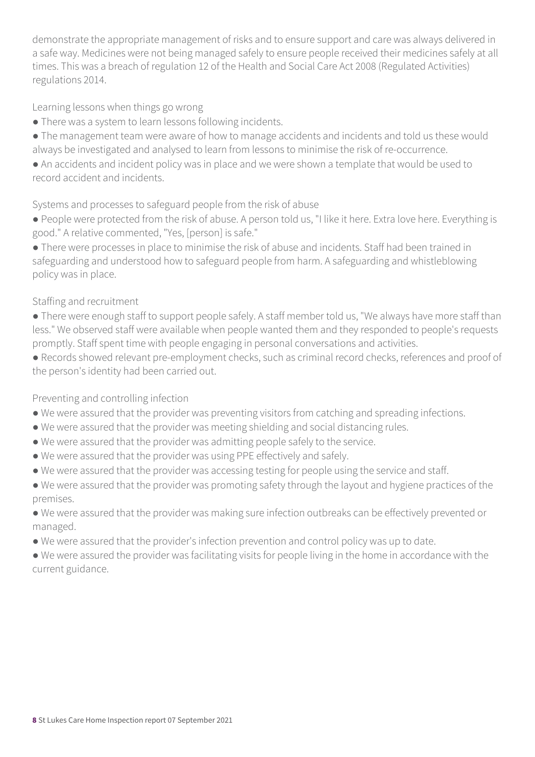demonstrate the appropriate management of risks and to ensure support and care was always delivered in a safe way. Medicines were not being managed safely to ensure people received their medicines safely at all times. This was a breach of regulation 12 of the Health and Social Care Act 2008 (Regulated Activities) regulations 2014.

### Learning lessons when things go wrong

- There was a system to learn lessons following incidents.
- The management team were aware of how to manage accidents and incidents and told us these would always be investigated and analysed to learn from lessons to minimise the risk of re-occurrence.
- An accidents and incident policy was in place and we were shown a template that would be used to record accident and incidents.

### Systems and processes to safeguard people from the risk of abuse

- People were protected from the risk of abuse. A person told us, "I like it here. Extra love here. Everything is good." A relative commented, "Yes, [person] is safe."
- There were processes in place to minimise the risk of abuse and incidents. Staff had been trained in safeguarding and understood how to safeguard people from harm. A safeguarding and whistleblowing policy was in place.

### Staffing and recruitment

- There were enough staff to support people safely. A staff member told us, "We always have more staff than less." We observed staff were available when people wanted them and they responded to people's requests promptly. Staff spent time with people engaging in personal conversations and activities.
- Records showed relevant pre-employment checks, such as criminal record checks, references and proof of the person's identity had been carried out.

### Preventing and controlling infection

- We were assured that the provider was preventing visitors from catching and spreading infections.
- We were assured that the provider was meeting shielding and social distancing rules.
- We were assured that the provider was admitting people safely to the service.
- We were assured that the provider was using PPE effectively and safely.
- We were assured that the provider was accessing testing for people using the service and staff.
- We were assured that the provider was promoting safety through the layout and hygiene practices of the premises.
- We were assured that the provider was making sure infection outbreaks can be effectively prevented or managed.
- We were assured that the provider's infection prevention and control policy was up to date.
- We were assured the provider was facilitating visits for people living in the home in accordance with the current guidance.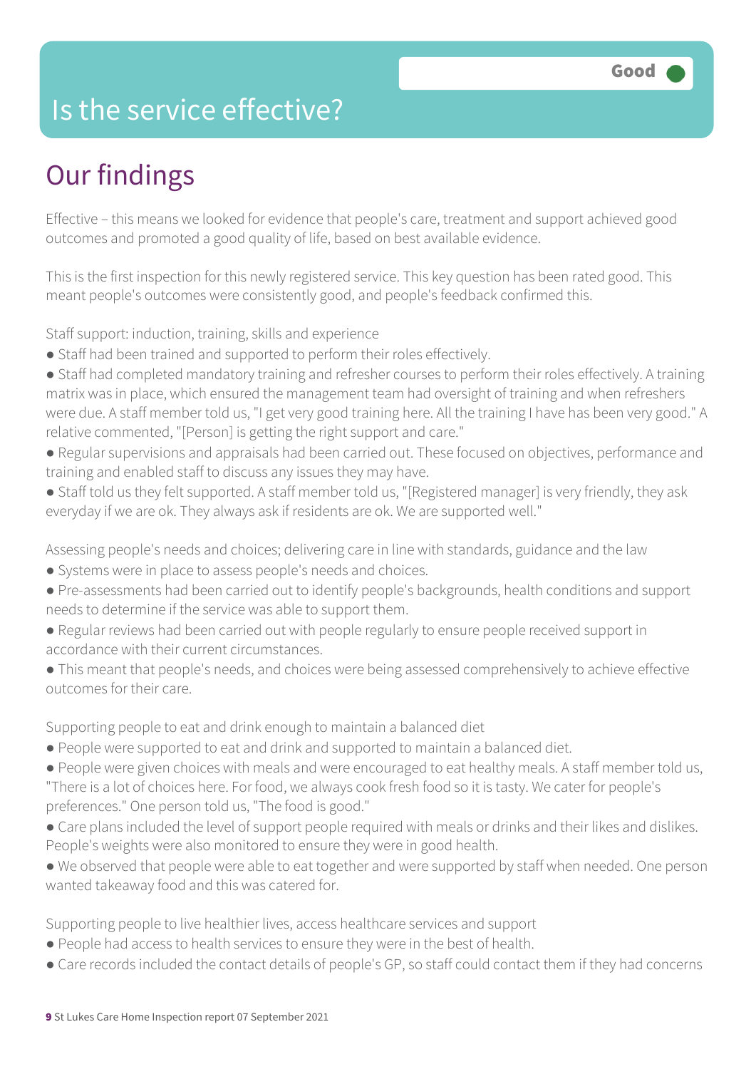# Is the service effective?

Good

## Our findings

Effective – this means we looked for evidence that people's care, treatment and support achieved good outcomes and promoted a good quality of life, based on best available evidence.

This is the first inspection for this newly registered service. This key question has been rated good. This meant people's outcomes were consistently good, and people's feedback confirmed this.

Staff support: induction, training, skills and experience

- Staff had been trained and supported to perform their roles effectively.
- Staff had completed mandatory training and refresher courses to perform their roles effectively. A training matrix was in place, which ensured the management team had oversight of training and when refreshers were due. A staff member told us, "I get very good training here. All the training I have has been very good." A relative commented, "[Person] is getting the right support and care."
- Regular supervisions and appraisals had been carried out. These focused on objectives, performance and training and enabled staff to discuss any issues they may have.
- Staff told us they felt supported. A staff member told us, "[Registered manager] is very friendly, they ask everyday if we are ok. They always ask if residents are ok. We are supported well."

Assessing people's needs and choices; delivering care in line with standards, guidance and the law

- Systems were in place to assess people's needs and choices.
- Pre-assessments had been carried out to identify people's backgrounds, health conditions and support needs to determine if the service was able to support them.
- Regular reviews had been carried out with people regularly to ensure people received support in accordance with their current circumstances.
- This meant that people's needs, and choices were being assessed comprehensively to achieve effective outcomes for their care.

Supporting people to eat and drink enough to maintain a balanced diet

- People were supported to eat and drink and supported to maintain a balanced diet.
- People were given choices with meals and were encouraged to eat healthy meals. A staff member told us, "There is a lot of choices here. For food, we always cook fresh food so it is tasty. We cater for people's preferences." One person told us, "The food is good."
- Care plans included the level of support people required with meals or drinks and their likes and dislikes. People's weights were also monitored to ensure they were in good health.
- We observed that people were able to eat together and were supported by staff when needed. One person wanted takeaway food and this was catered for.

Supporting people to live healthier lives, access healthcare services and support

- People had access to health services to ensure they were in the best of health.
- Care records included the contact details of people's GP, so staff could contact them if they had concerns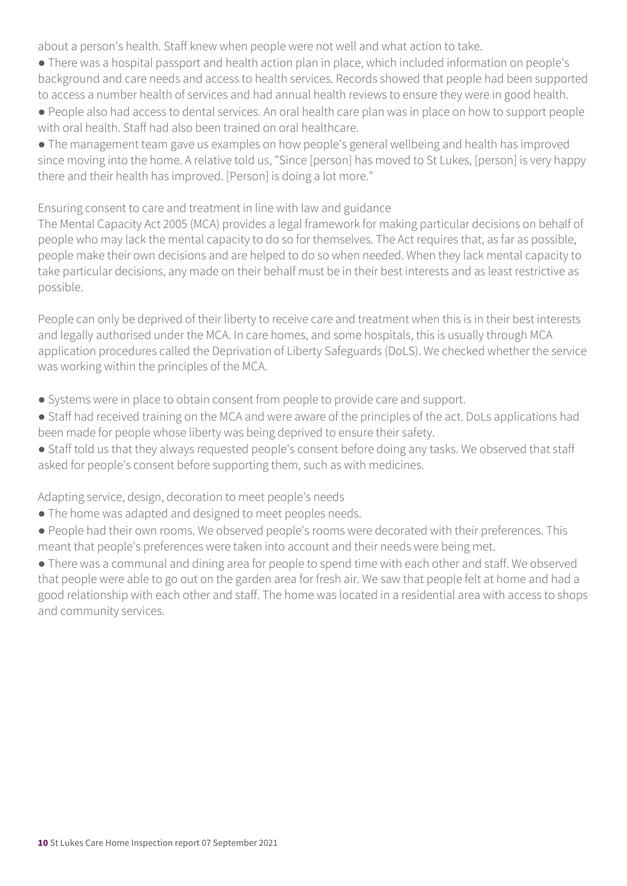about a person's health. Staff knew when people were not well and what action to take.

- There was a hospital passport and health action plan in place, which included information on people's background and care needs and access to health services. Records showed that people had been supported to access a number health of services and had annual health reviews to ensure they were in good health.
- People also had access to dental services. An oral health care plan was in place on how to support people with oral health. Staff had also been trained on oral healthcare.
- The management team gave us examples on how people's general wellbeing and health has improved since moving into the home. A relative told us, "Since [person] has moved to St Lukes, [person] is very happy there and their health has improved. [Person] is doing a lot more."

Ensuring consent to care and treatment in line with law and guidance

The Mental Capacity Act 2005 (MCA) provides a legal framework for making particular decisions on behalf of people who may lack the mental capacity to do so for themselves. The Act requires that, as far as possible, people make their own decisions and are helped to do so when needed. When they lack mental capacity to take particular decisions, any made on their behalf must be in their best interests and as least restrictive as possible.

People can only be deprived of their liberty to receive care and treatment when this is in their best interests and legally authorised under the MCA. In care homes, and some hospitals, this is usually through MCA application procedures called the Deprivation of Liberty Safeguards (DoLS). We checked whether the service was working within the principles of the MCA.

- Systems were in place to obtain consent from people to provide care and support.
- Staff had received training on the MCA and were aware of the principles of the act. DoLs applications had been made for people whose liberty was being deprived to ensure their safety.
- Staff told us that they always requested people's consent before doing any tasks. We observed that staff asked for people's consent before supporting them, such as with medicines.

Adapting service, design, decoration to meet people's needs

- The home was adapted and designed to meet peoples needs.
- People had their own rooms. We observed people's rooms were decorated with their preferences. This meant that people's preferences were taken into account and their needs were being met.
- There was a communal and dining area for people to spend time with each other and staff. We observed that people were able to go out on the garden area for fresh air. We saw that people felt at home and had a good relationship with each other and staff. The home was located in a residential area with access to shops and community services.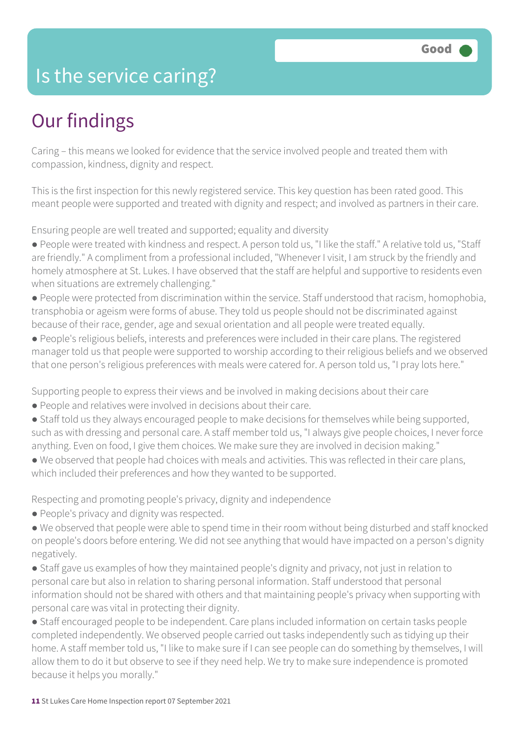# Is the service caring?

Good

## Our findings

Caring – this means we looked for evidence that the service involved people and treated them with compassion, kindness, dignity and respect.

This is the first inspection for this newly registered service. This key question has been rated good. This meant people were supported and treated with dignity and respect; and involved as partners in their care.

Ensuring people are well treated and supported; equality and diversity

- People were treated with kindness and respect. A person told us, "I like the staff." A relative told us, "Staff are friendly." A compliment from a professional included, "Whenever I visit, I am struck by the friendly and homely atmosphere at St. Lukes. I have observed that the staff are helpful and supportive to residents even when situations are extremely challenging."
- People were protected from discrimination within the service. Staff understood that racism, homophobia, transphobia or ageism were forms of abuse. They told us people should not be discriminated against because of their race, gender, age and sexual orientation and all people were treated equally.
- People's religious beliefs, interests and preferences were included in their care plans. The registered manager told us that people were supported to worship according to their religious beliefs and we observed that one person's religious preferences with meals were catered for. A person told us, "I pray lots here."

Supporting people to express their views and be involved in making decisions about their care

- People and relatives were involved in decisions about their care.
- Staff told us they always encouraged people to make decisions for themselves while being supported, such as with dressing and personal care. A staff member told us, "I always give people choices, I never force anything. Even on food, I give them choices. We make sure they are involved in decision making."
- We observed that people had choices with meals and activities. This was reflected in their care plans, which included their preferences and how they wanted to be supported.

Respecting and promoting people's privacy, dignity and independence

- People's privacy and dignity was respected.
- We observed that people were able to spend time in their room without being disturbed and staff knocked on people's doors before entering. We did not see anything that would have impacted on a person's dignity negatively.
- Staff gave us examples of how they maintained people's dignity and privacy, not just in relation to personal care but also in relation to sharing personal information. Staff understood that personal information should not be shared with others and that maintaining people's privacy when supporting with personal care was vital in protecting their dignity.
- Staff encouraged people to be independent. Care plans included information on certain tasks people completed independently. We observed people carried out tasks independently such as tidying up their home. A staff member told us, "I like to make sure if I can see people can do something by themselves, I will allow them to do it but observe to see if they need help. We try to make sure independence is promoted because it helps you morally."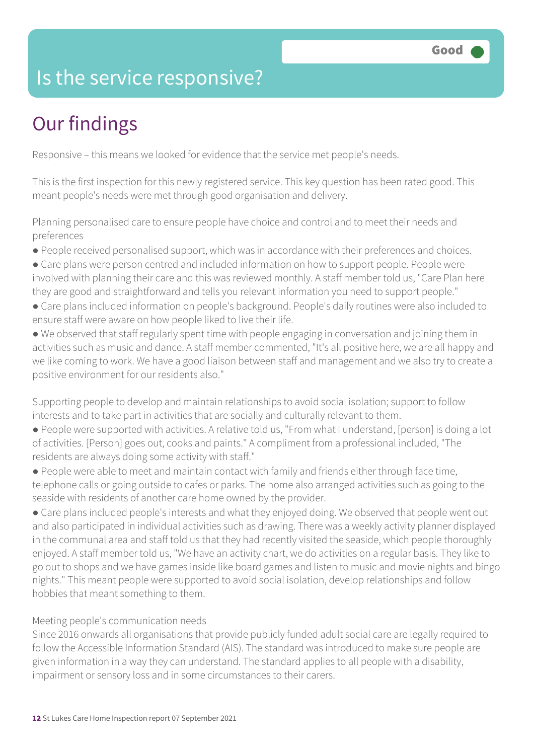# Is the service responsive?

**Good**

## Our findings

Responsive – this means we looked for evidence that the service met people's needs.

This is the first inspection for this newly registered service. This key question has been rated good. This meant people's needs were met through good organisation and delivery.

Planning personalised care to ensure people have choice and control and to meet their needs and preferences

- People received personalised support, which was in accordance with their preferences and choices.
- Care plans were person centred and included information on how to support people. People were involved with planning their care and this was reviewed monthly. A staff member told us, "Care Plan here they are good and straightforward and tells you relevant information you need to support people."
- Care plans included information on people's background. People's daily routines were also included to ensure staff were aware on how people liked to live their life.
- We observed that staff regularly spent time with people engaging in conversation and joining them in activities such as music and dance. A staff member commented, "It's all positive here, we are all happy and we like coming to work. We have a good liaison between staff and management and we also try to create a positive environment for our residents also."

Supporting people to develop and maintain relationships to avoid social isolation; support to follow interests and to take part in activities that are socially and culturally relevant to them.

- People were supported with activities. A relative told us, "From what I understand, [person] is doing a lot of activities. [Person] goes out, cooks and paints." A compliment from a professional included, "The residents are always doing some activity with staff."
- People were able to meet and maintain contact with family and friends either through face time, telephone calls or going outside to cafes or parks. The home also arranged activities such as going to the seaside with residents of another care home owned by the provider.
- Care plans included people's interests and what they enjoyed doing. We observed that people went out and also participated in individual activities such as drawing. There was a weekly activity planner displayed in the communal area and staff told us that they had recently visited the seaside, which people thoroughly enjoyed. A staff member told us, "We have an activity chart, we do activities on a regular basis. They like to go out to shops and we have games inside like board games and listen to music and movie nights and bingo nights." This meant people were supported to avoid social isolation, develop relationships and follow hobbies that meant something to them.

Meeting people's communication needs

Since 2016 onwards all organisations that provide publicly funded adult social care are legally required to follow the Accessible Information Standard (AIS). The standard was introduced to make sure people are given information in a way they can understand. The standard applies to all people with a disability, impairment or sensory loss and in some circumstances to their carers.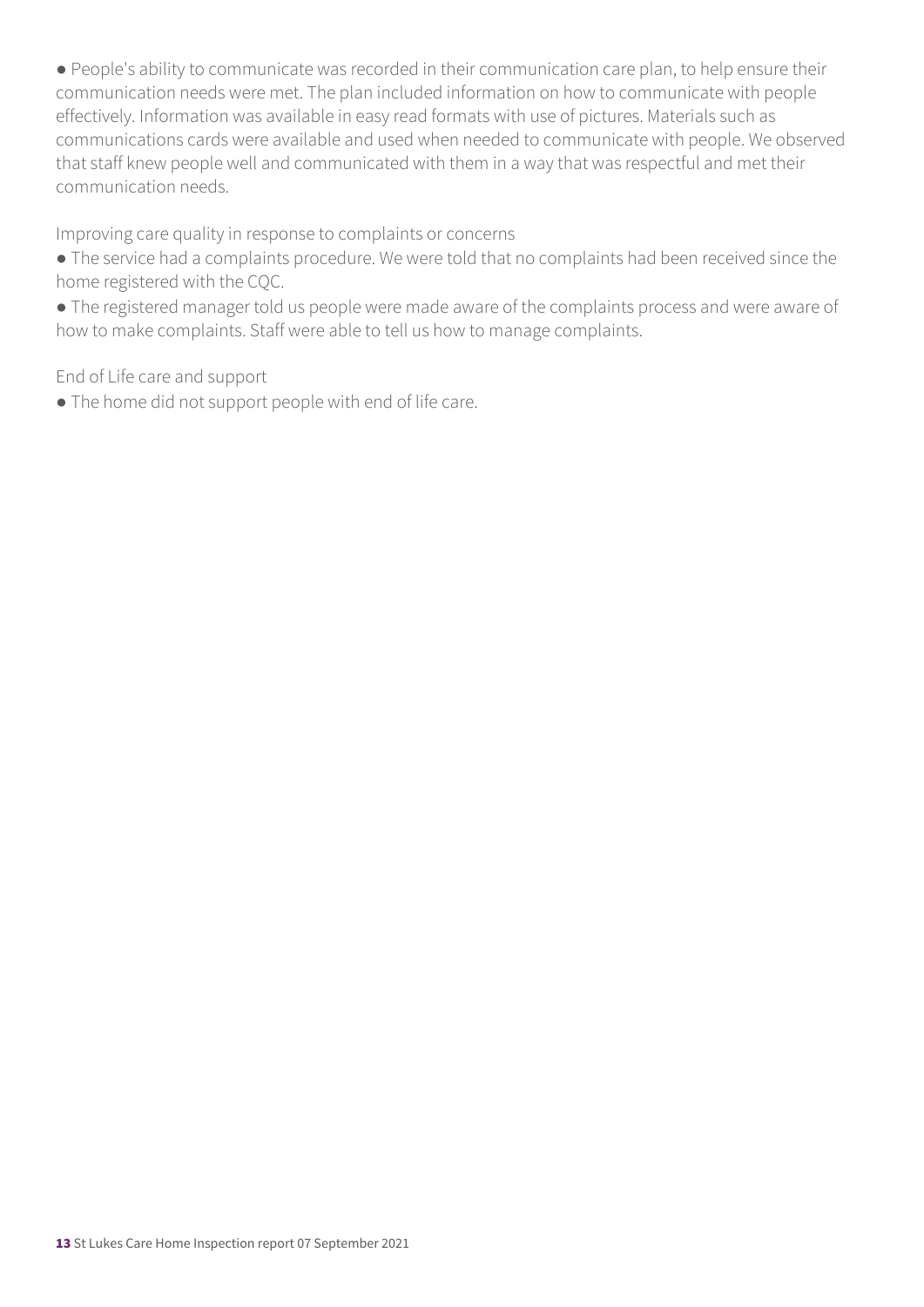- People's ability to communicate was recorded in their communication care plan, to help ensure their communication needs were met. The plan included information on how to communicate with people effectively. Information was available in easy read formats with use of pictures. Materials such as communications cards were available and used when needed to communicate with people. We observed that staff knew people well and communicated with them in a way that was respectful and met their communication needs.

Improving care quality in response to complaints or concerns

- The service had a complaints procedure. We were told that no complaints had been received since the home registered with the CQC.
- The registered manager told us people were made aware of the complaints process and were aware of how to make complaints. Staff were able to tell us how to manage complaints.

End of Life care and support

- The home did not support people with end of life care.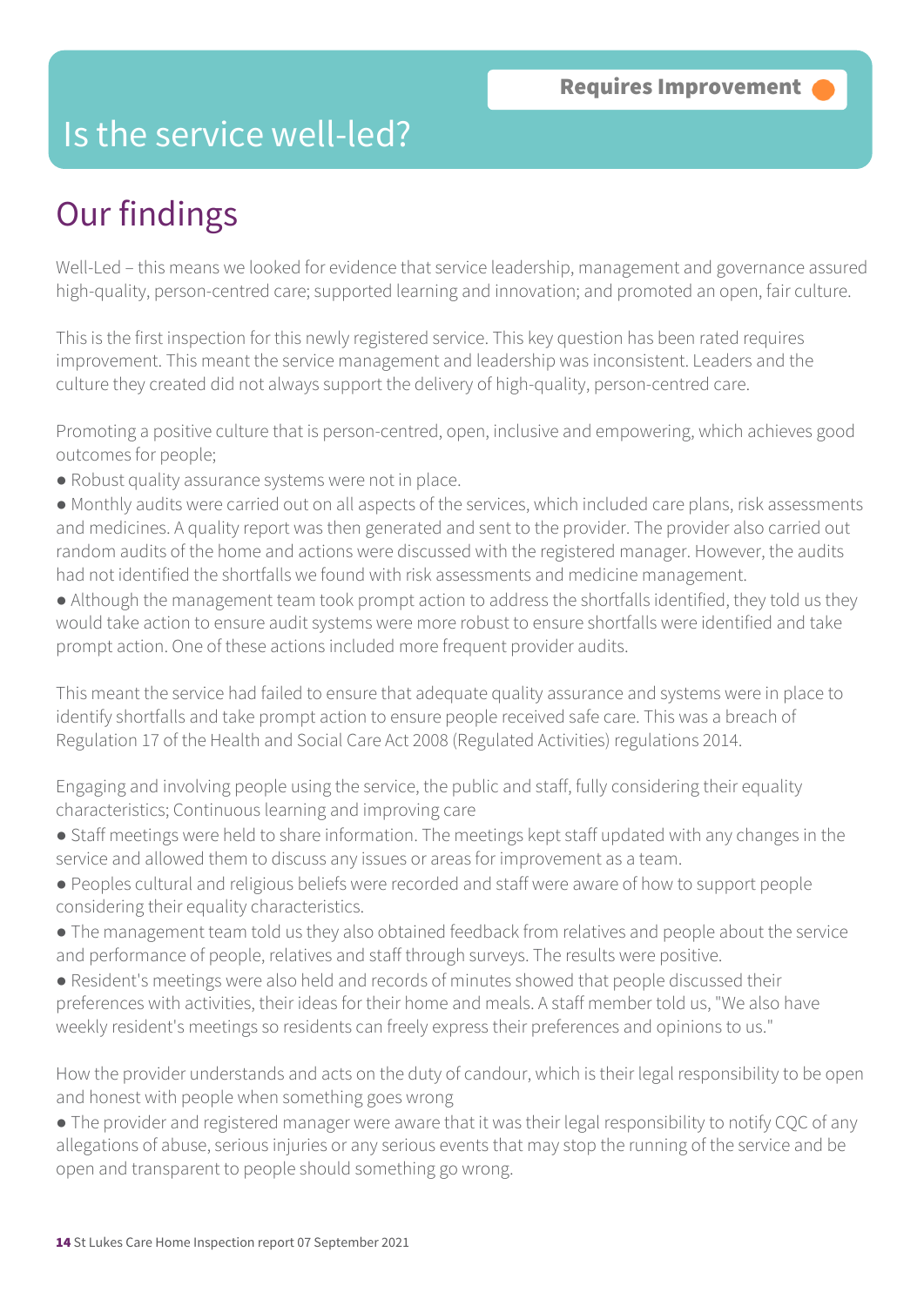Requires Improvement

# Is the service well-led?

## Our findings

Well-Led – this means we looked for evidence that service leadership, management and governance assured high-quality, person-centred care; supported learning and innovation; and promoted an open, fair culture.

This is the first inspection for this newly registered service. This key question has been rated requires improvement. This meant the service management and leadership was inconsistent. Leaders and the culture they created did not always support the delivery of high-quality, person-centred care.

Promoting a positive culture that is person-centred, open, inclusive and empowering, which achieves good outcomes for people;

- Robust quality assurance systems were not in place.
- Monthly audits were carried out on all aspects of the services, which included care plans, risk assessments and medicines. A quality report was then generated and sent to the provider. The provider also carried out random audits of the home and actions were discussed with the registered manager. However, the audits had not identified the shortfalls we found with risk assessments and medicine management.
- Although the management team took prompt action to address the shortfalls identified, they told us they would take action to ensure audit systems were more robust to ensure shortfalls were identified and take prompt action. One of these actions included more frequent provider audits.

This meant the service had failed to ensure that adequate quality assurance and systems were in place to identify shortfalls and take prompt action to ensure people received safe care. This was a breach of Regulation 17 of the Health and Social Care Act 2008 (Regulated Activities) regulations 2014.

Engaging and involving people using the service, the public and staff, fully considering their equality characteristics; Continuous learning and improving care

- Staff meetings were held to share information. The meetings kept staff updated with any changes in the service and allowed them to discuss any issues or areas for improvement as a team.
- Peoples cultural and religious beliefs were recorded and staff were aware of how to support people considering their equality characteristics.
- The management team told us they also obtained feedback from relatives and people about the service and performance of people, relatives and staff through surveys. The results were positive.
- Resident's meetings were also held and records of minutes showed that people discussed their preferences with activities, their ideas for their home and meals. A staff member told us, "We also have weekly resident's meetings so residents can freely express their preferences and opinions to us."

How the provider understands and acts on the duty of candour, which is their legal responsibility to be open and honest with people when something goes wrong

- The provider and registered manager were aware that it was their legal responsibility to notify CQC of any allegations of abuse, serious injuries or any serious events that may stop the running of the service and be open and transparent to people should something go wrong.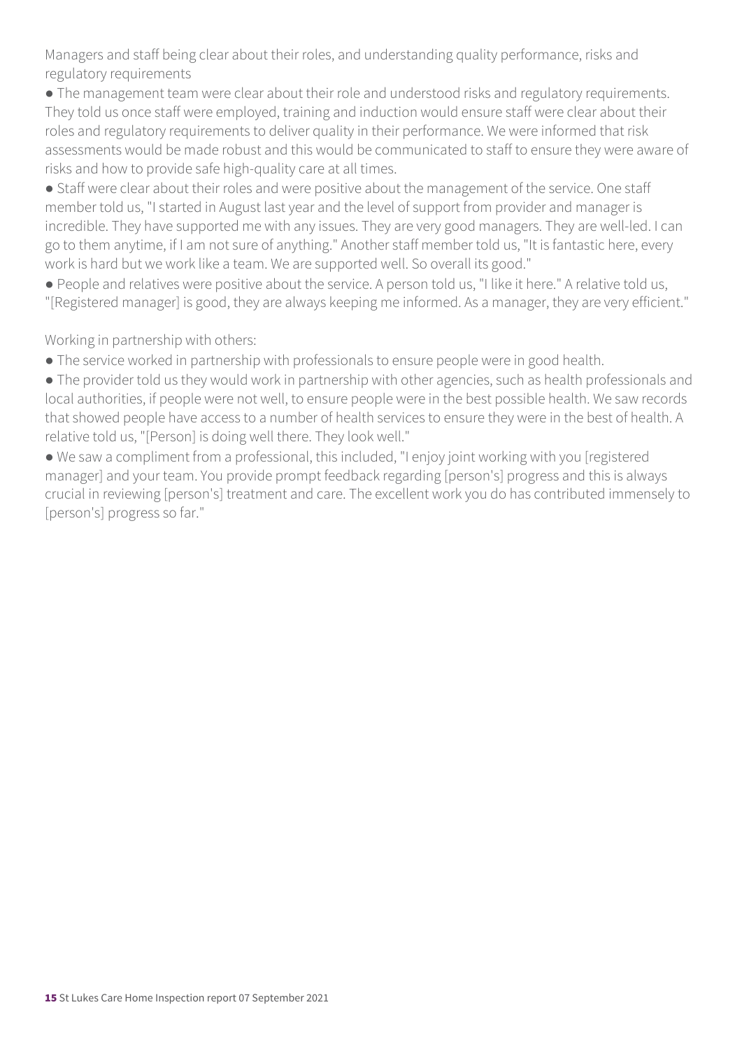Managers and staff being clear about their roles, and understanding quality performance, risks and regulatory requirements

- The management team were clear about their role and understood risks and regulatory requirements. They told us once staff were employed, training and induction would ensure staff were clear about their roles and regulatory requirements to deliver quality in their performance. We were informed that risk assessments would be made robust and this would be communicated to staff to ensure they were aware of risks and how to provide safe high-quality care at all times.
- Staff were clear about their roles and were positive about the management of the service. One staff member told us, "I started in August last year and the level of support from provider and manager is incredible. They have supported me with any issues. They are very good managers. They are well-led. I can go to them anytime, if I am not sure of anything." Another staff member told us, "It is fantastic here, every work is hard but we work like a team. We are supported well. So overall its good."
- People and relatives were positive about the service. A person told us, "I like it here." A relative told us, "[Registered manager] is good, they are always keeping me informed. As a manager, they are very efficient."

Working in partnership with others:

- The service worked in partnership with professionals to ensure people were in good health.
- The provider told us they would work in partnership with other agencies, such as health professionals and local authorities, if people were not well, to ensure people were in the best possible health. We saw records that showed people have access to a number of health services to ensure they were in the best of health. A relative told us, "[Person] is doing well there. They look well."
- We saw a compliment from a professional, this included, "I enjoy joint working with you [registered manager] and your team. You provide prompt feedback regarding [person's] progress and this is always crucial in reviewing [person's] treatment and care. The excellent work you do has contributed immensely to [person's] progress so far."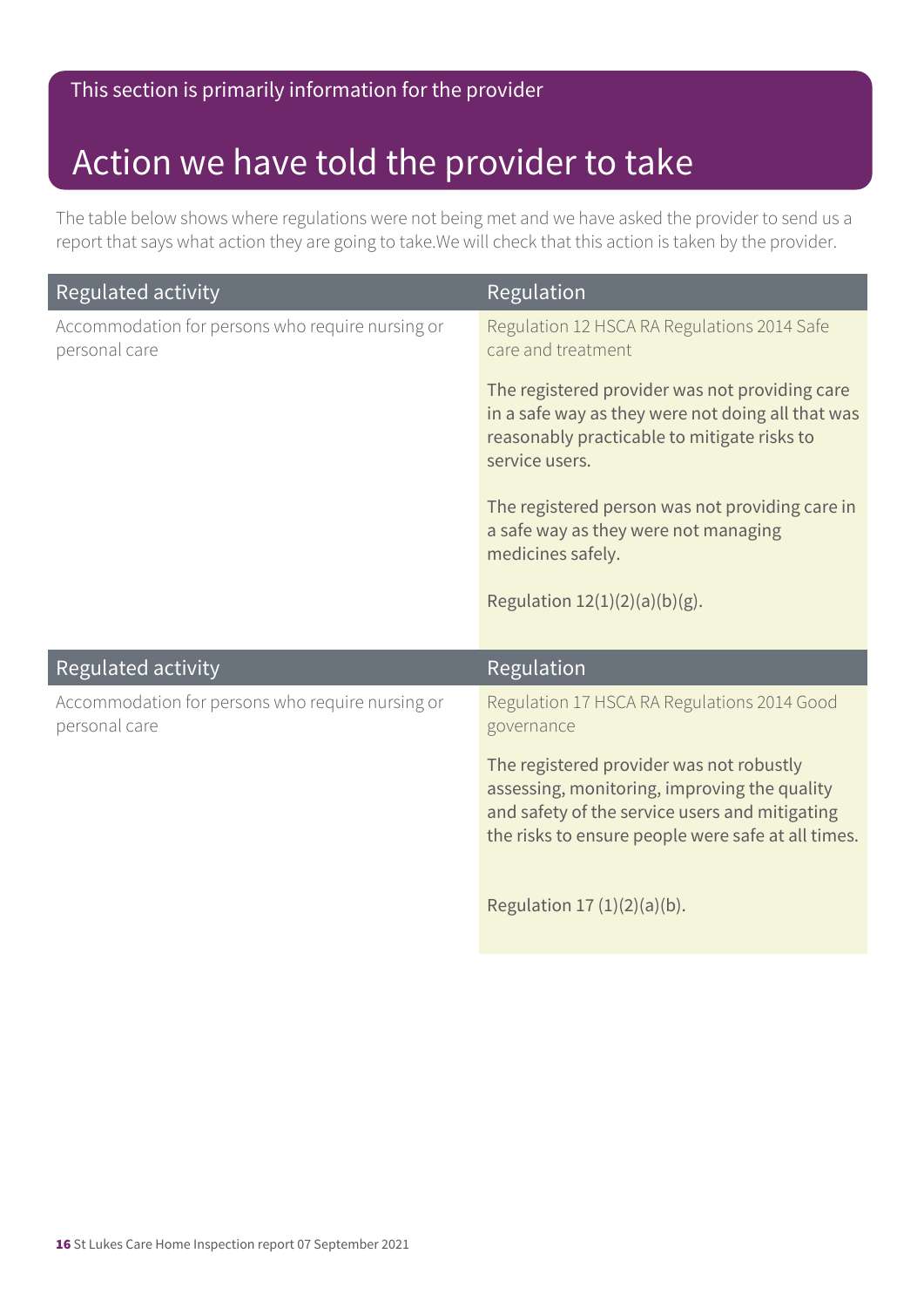This section is primarily information for the provider

# Action we have told the provider to take

The table below shows where regulations were not being met and we have asked the provider to send us a report that says what action they are going to take.We will check that this action is taken by the provider.

| Regulated activity | Regulation |
|---|---|
| Accommodation for persons who require nursing or personal care | Regulation 12 HSCA RA Regulations 2014 Safe care and treatment<br><br>The registered provider was not providing care in a safe way as they were not doing all that was reasonably practicable to mitigate risks to service users.<br><br>The registered person was not providing care in a safe way as they were not managing medicines safely.<br><br>Regulation 12(1)(2)(a)(b)(g). |

| Regulated activity | Regulation |
|---|---|
| Accommodation for persons who require nursing or personal care | Regulation 17 HSCA RA Regulations 2014 Good governance<br><br>The registered provider was not robustly assessing, monitoring, improving the quality and safety of the service users and mitigating the risks to ensure people were safe at all times.<br><br>Regulation 17 (1)(2)(a)(b). |